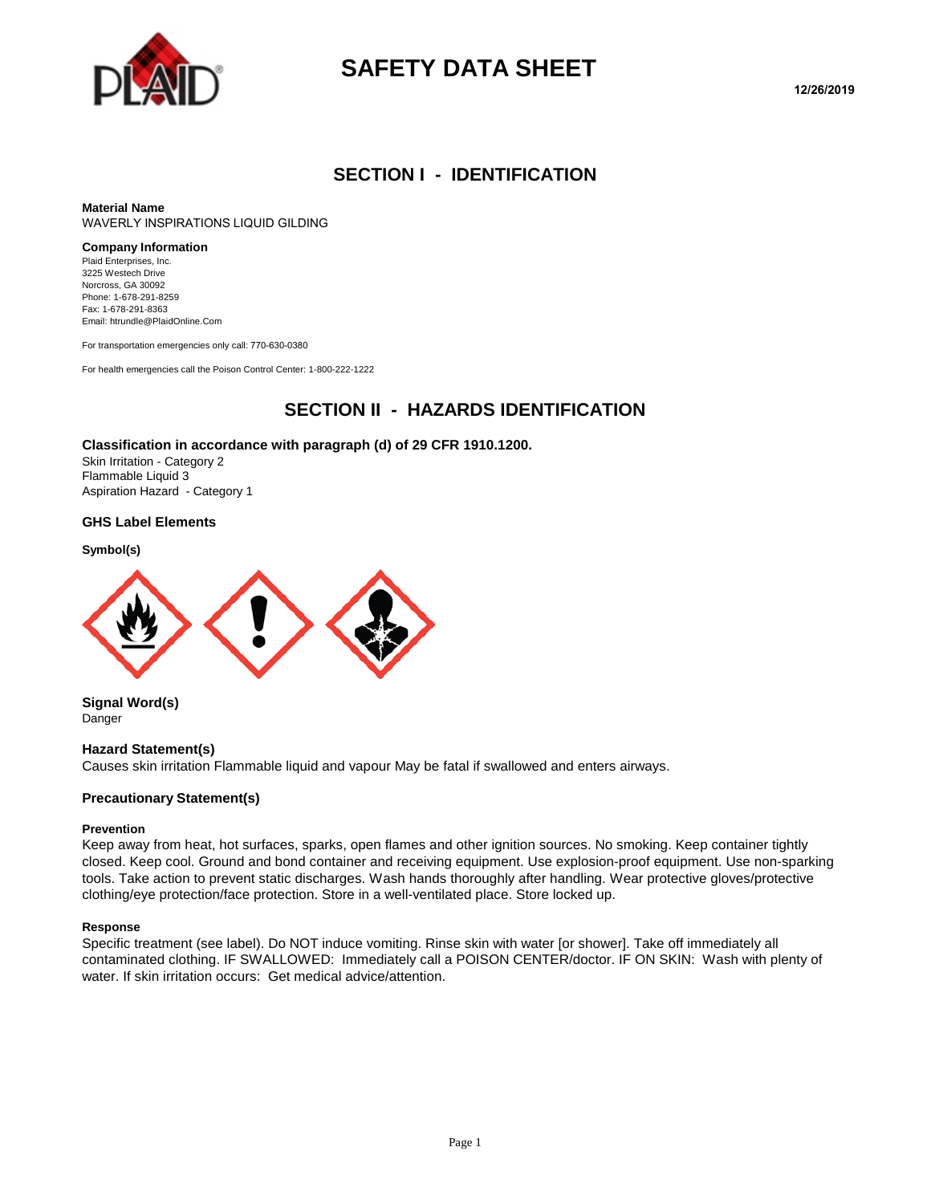# SAFETY DATA SHEET

12/26/2019

## SECTION I - IDENTIFICATION

**Material Name**
WAVERLY INSPIRATIONS LIQUID GILDING

**Company Information**
Plaid Enterprises, Inc.
3225 Westech Drive
Norcross, GA 30092
Phone: 1-678-291-8259
Fax: 1-678-291-8363
Email: htrundle@PlaidOnline.Com

For transportation emergencies only call: 770-630-0380

For health emergencies call the Poison Control Center: 1-800-222-1222

## SECTION II - HAZARDS IDENTIFICATION

### Classification in accordance with paragraph (d) of 29 CFR 1910.1200.

Skin Irritation - Category 2
Flammable Liquid 3
Aspiration Hazard - Category 1

### GHS Label Elements

**Symbol(s)**

**Signal Word(s)**
Danger

**Hazard Statement(s)**
Causes skin irritation Flammable liquid and vapour May be fatal if swallowed and enters airways.

**Precautionary Statement(s)**

**Prevention**
Keep away from heat, hot surfaces, sparks, open flames and other ignition sources. No smoking. Keep container tightly closed. Keep cool. Ground and bond container and receiving equipment. Use explosion-proof equipment. Use non-sparking tools. Take action to prevent static discharges. Wash hands thoroughly after handling. Wear protective gloves/protective clothing/eye protection/face protection. Store in a well-ventilated place. Store locked up.

**Response**
Specific treatment (see label). Do NOT induce vomiting. Rinse skin with water [or shower]. Take off immediately all contaminated clothing. IF SWALLOWED: Immediately call a POISON CENTER/doctor. IF ON SKIN: Wash with plenty of water. If skin irritation occurs: Get medical advice/attention.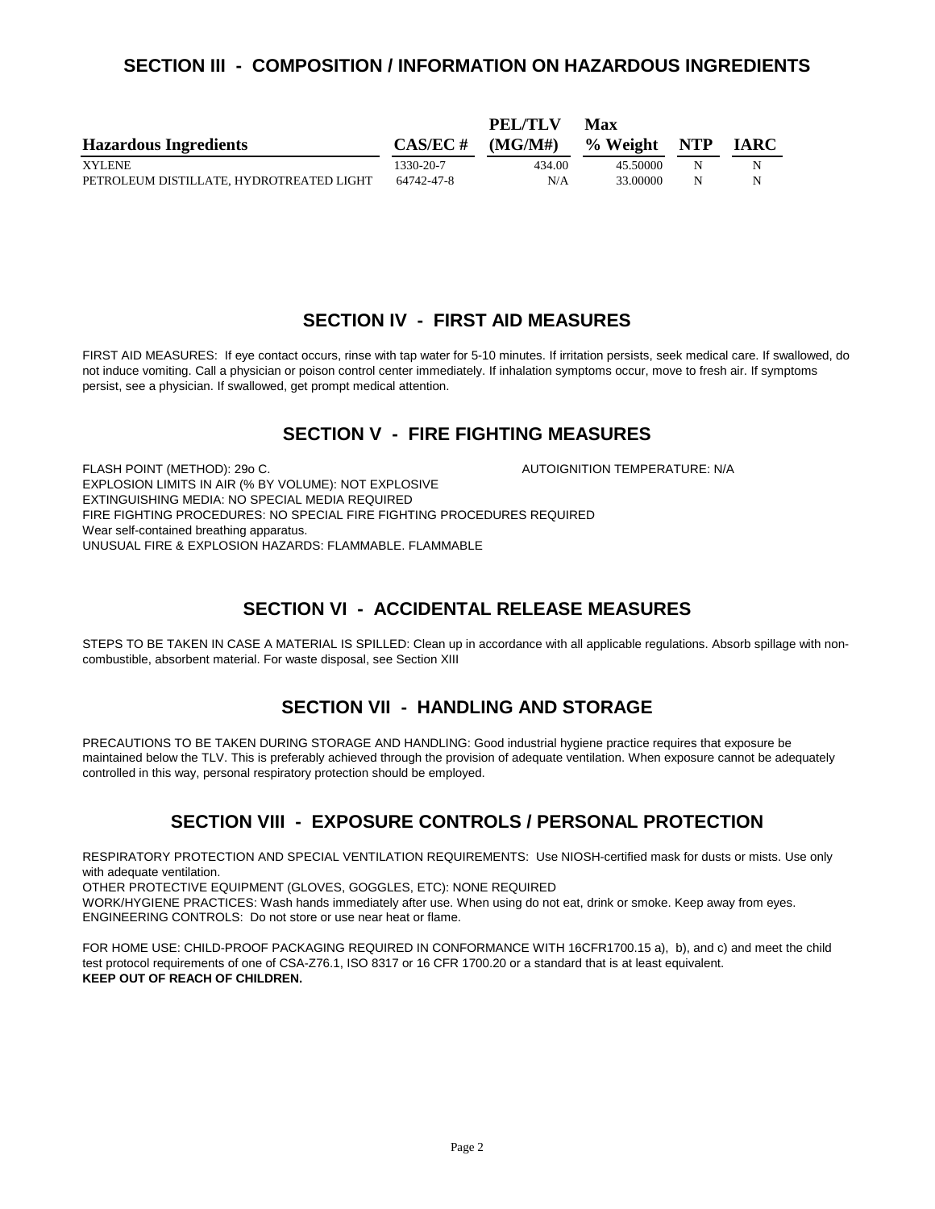## SECTION III - COMPOSITION / INFORMATION ON HAZARDOUS INGREDIENTS

| Hazardous Ingredients | CAS/EC # | PEL/TLV (MG/M#) | Max % Weight | NTP | IARC |
|---|---|---|---|---|---|
| XYLENE | 1330-20-7 | 434.00 | 45.50000 | N | N |
| PETROLEUM DISTILLATE, HYDROTREATED LIGHT | 64742-47-8 | N/A | 33.00000 | N | N |

## SECTION IV - FIRST AID MEASURES

FIRST AID MEASURES: If eye contact occurs, rinse with tap water for 5-10 minutes. If irritation persists, seek medical care. If swallowed, do not induce vomiting. Call a physician or poison control center immediately. If inhalation symptoms occur, move to fresh air. If symptoms persist, see a physician. If swallowed, get prompt medical attention.

## SECTION V - FIRE FIGHTING MEASURES

FLASH POINT (METHOD): 29o C.

AUTOIGNITION TEMPERATURE: N/A

EXPLOSION LIMITS IN AIR (% BY VOLUME): NOT EXPLOSIVE
EXTINGUISHING MEDIA: NO SPECIAL MEDIA REQUIRED
FIRE FIGHTING PROCEDURES: NO SPECIAL FIRE FIGHTING PROCEDURES REQUIRED
Wear self-contained breathing apparatus.
UNUSUAL FIRE & EXPLOSION HAZARDS: FLAMMABLE. FLAMMABLE

## SECTION VI - ACCIDENTAL RELEASE MEASURES

STEPS TO BE TAKEN IN CASE A MATERIAL IS SPILLED: Clean up in accordance with all applicable regulations. Absorb spillage with non-combustible, absorbent material. For waste disposal, see Section XIII

## SECTION VII - HANDLING AND STORAGE

PRECAUTIONS TO BE TAKEN DURING STORAGE AND HANDLING: Good industrial hygiene practice requires that exposure be maintained below the TLV. This is preferably achieved through the provision of adequate ventilation. When exposure cannot be adequately controlled in this way, personal respiratory protection should be employed.

## SECTION VIII - EXPOSURE CONTROLS / PERSONAL PROTECTION

RESPIRATORY PROTECTION AND SPECIAL VENTILATION REQUIREMENTS: Use NIOSH-certified mask for dusts or mists. Use only with adequate ventilation.
OTHER PROTECTIVE EQUIPMENT (GLOVES, GOGGLES, ETC): NONE REQUIRED
WORK/HYGIENE PRACTICES: Wash hands immediately after use. When using do not eat, drink or smoke. Keep away from eyes.
ENGINEERING CONTROLS: Do not store or use near heat or flame.

FOR HOME USE: CHILD-PROOF PACKAGING REQUIRED IN CONFORMANCE WITH 16CFR1700.15 a), b), and c) and meet the child test protocol requirements of one of CSA-Z76.1, ISO 8317 or 16 CFR 1700.20 or a standard that is at least equivalent.
**KEEP OUT OF REACH OF CHILDREN.**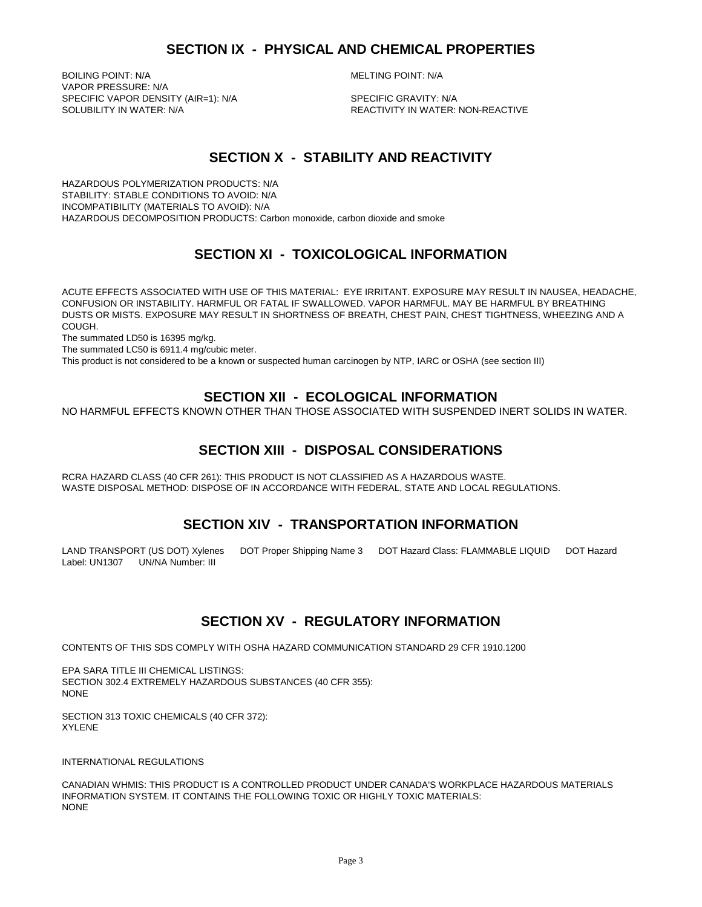## SECTION IX - PHYSICAL AND CHEMICAL PROPERTIES

BOILING POINT: N/A
MELTING POINT: N/A
VAPOR PRESSURE: N/A
SPECIFIC VAPOR DENSITY (AIR=1): N/A
SPECIFIC GRAVITY: N/A
SOLUBILITY IN WATER: N/A
REACTIVITY IN WATER: NON-REACTIVE

## SECTION X - STABILITY AND REACTIVITY

HAZARDOUS POLYMERIZATION PRODUCTS: N/A
STABILITY: STABLE CONDITIONS TO AVOID: N/A
INCOMPATIBILITY (MATERIALS TO AVOID): N/A
HAZARDOUS DECOMPOSITION PRODUCTS: Carbon monoxide, carbon dioxide and smoke

## SECTION XI - TOXICOLOGICAL INFORMATION

ACUTE EFFECTS ASSOCIATED WITH USE OF THIS MATERIAL: EYE IRRITANT. EXPOSURE MAY RESULT IN NAUSEA, HEADACHE, CONFUSION OR INSTABILITY. HARMFUL OR FATAL IF SWALLOWED. VAPOR HARMFUL. MAY BE HARMFUL BY BREATHING DUSTS OR MISTS. EXPOSURE MAY RESULT IN SHORTNESS OF BREATH, CHEST PAIN, CHEST TIGHTNESS, WHEEZING AND A COUGH.

The summated LD50 is 16395 mg/kg.

The summated LC50 is 6911.4 mg/cubic meter.

This product is not considered to be a known or suspected human carcinogen by NTP, IARC or OSHA (see section III)

## SECTION XII - ECOLOGICAL INFORMATION

NO HARMFUL EFFECTS KNOWN OTHER THAN THOSE ASSOCIATED WITH SUSPENDED INERT SOLIDS IN WATER.

## SECTION XIII - DISPOSAL CONSIDERATIONS

RCRA HAZARD CLASS (40 CFR 261): THIS PRODUCT IS NOT CLASSIFIED AS A HAZARDOUS WASTE.
WASTE DISPOSAL METHOD: DISPOSE OF IN ACCORDANCE WITH FEDERAL, STATE AND LOCAL REGULATIONS.

## SECTION XIV - TRANSPORTATION INFORMATION

LAND TRANSPORT (US DOT) Xylenes DOT Proper Shipping Name 3 DOT Hazard Class: FLAMMABLE LIQUID DOT Hazard Label: UN1307 UN/NA Number: III

## SECTION XV - REGULATORY INFORMATION

CONTENTS OF THIS SDS COMPLY WITH OSHA HAZARD COMMUNICATION STANDARD 29 CFR 1910.1200

EPA SARA TITLE III CHEMICAL LISTINGS:
SECTION 302.4 EXTREMELY HAZARDOUS SUBSTANCES (40 CFR 355):
NONE

SECTION 313 TOXIC CHEMICALS (40 CFR 372):
XYLENE

INTERNATIONAL REGULATIONS

CANADIAN WHMIS: THIS PRODUCT IS A CONTROLLED PRODUCT UNDER CANADA'S WORKPLACE HAZARDOUS MATERIALS INFORMATION SYSTEM. IT CONTAINS THE FOLLOWING TOXIC OR HIGHLY TOXIC MATERIALS:
NONE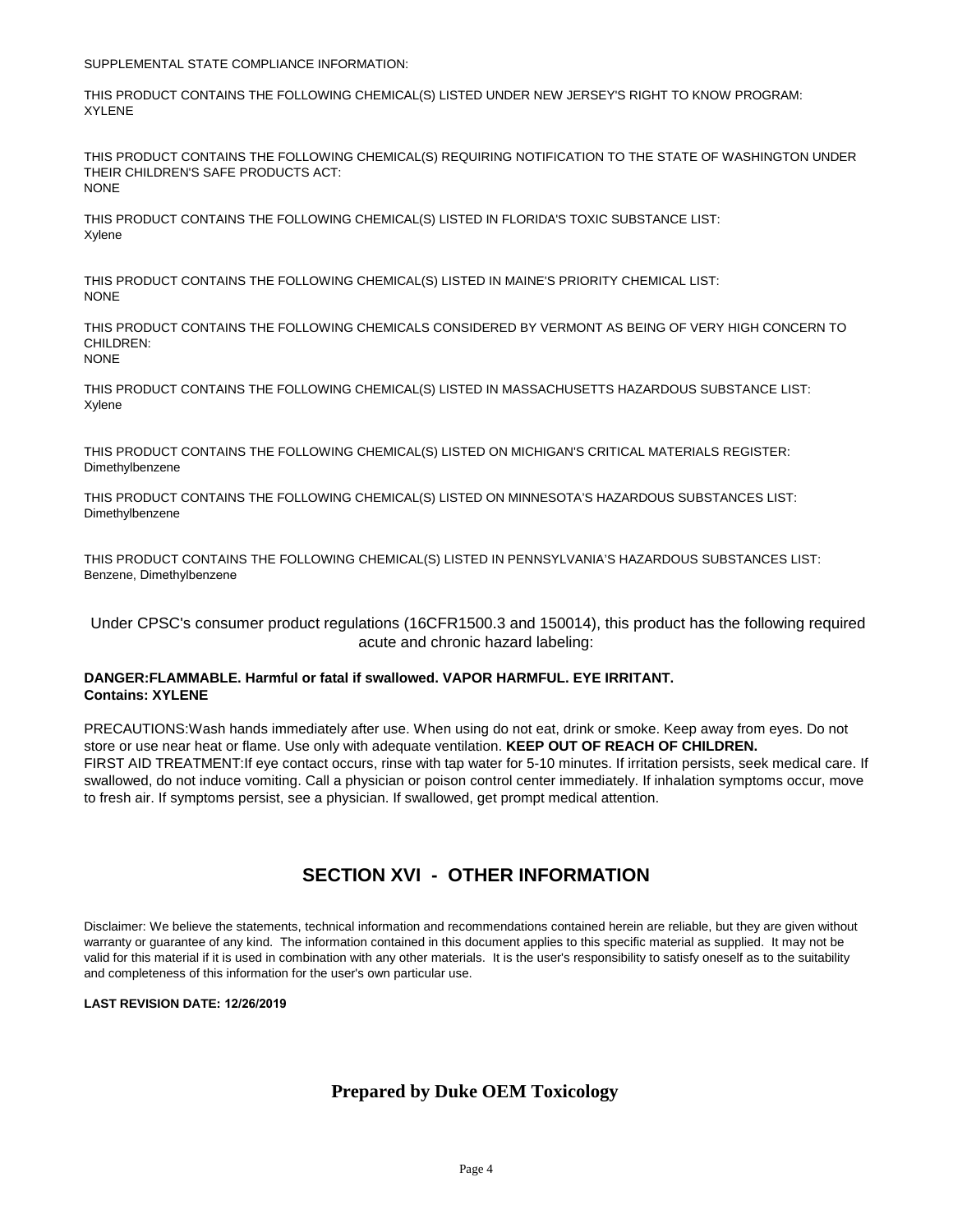SUPPLEMENTAL STATE COMPLIANCE INFORMATION:

THIS PRODUCT CONTAINS THE FOLLOWING CHEMICAL(S) LISTED UNDER NEW JERSEY'S RIGHT TO KNOW PROGRAM:
XYLENE

THIS PRODUCT CONTAINS THE FOLLOWING CHEMICAL(S) REQUIRING NOTIFICATION TO THE STATE OF WASHINGTON UNDER THEIR CHILDREN'S SAFE PRODUCTS ACT:
NONE

THIS PRODUCT CONTAINS THE FOLLOWING CHEMICAL(S) LISTED IN FLORIDA'S TOXIC SUBSTANCE LIST:
Xylene

THIS PRODUCT CONTAINS THE FOLLOWING CHEMICAL(S) LISTED IN MAINE'S PRIORITY CHEMICAL LIST:
NONE

THIS PRODUCT CONTAINS THE FOLLOWING CHEMICALS CONSIDERED BY VERMONT AS BEING OF VERY HIGH CONCERN TO CHILDREN:
NONE

THIS PRODUCT CONTAINS THE FOLLOWING CHEMICAL(S) LISTED IN MASSACHUSETTS HAZARDOUS SUBSTANCE LIST:
Xylene

THIS PRODUCT CONTAINS THE FOLLOWING CHEMICAL(S) LISTED ON MICHIGAN'S CRITICAL MATERIALS REGISTER:
Dimethylbenzene

THIS PRODUCT CONTAINS THE FOLLOWING CHEMICAL(S) LISTED ON MINNESOTA'S HAZARDOUS SUBSTANCES LIST:
Dimethylbenzene

THIS PRODUCT CONTAINS THE FOLLOWING CHEMICAL(S) LISTED IN PENNSYLVANIA'S HAZARDOUS SUBSTANCES LIST:
Benzene, Dimethylbenzene

Under CPSC's consumer product regulations (16CFR1500.3 and 150014), this product has the following required acute and chronic hazard labeling:

**DANGER:FLAMMABLE. Harmful or fatal if swallowed. VAPOR HARMFUL. EYE IRRITANT.**
**Contains: XYLENE**

PRECAUTIONS:Wash hands immediately after use. When using do not eat, drink or smoke. Keep away from eyes. Do not store or use near heat or flame. Use only with adequate ventilation. **KEEP OUT OF REACH OF CHILDREN.**
FIRST AID TREATMENT:If eye contact occurs, rinse with tap water for 5-10 minutes. If irritation persists, seek medical care. If swallowed, do not induce vomiting. Call a physician or poison control center immediately. If inhalation symptoms occur, move to fresh air. If symptoms persist, see a physician. If swallowed, get prompt medical attention.

## SECTION XVI - OTHER INFORMATION

Disclaimer: We believe the statements, technical information and recommendations contained herein are reliable, but they are given without warranty or guarantee of any kind. The information contained in this document applies to this specific material as supplied. It may not be valid for this material if it is used in combination with any other materials. It is the user's responsibility to satisfy oneself as to the suitability and completeness of this information for the user's own particular use.

**LAST REVISION DATE: 12/26/2019**

**Prepared by Duke OEM Toxicology**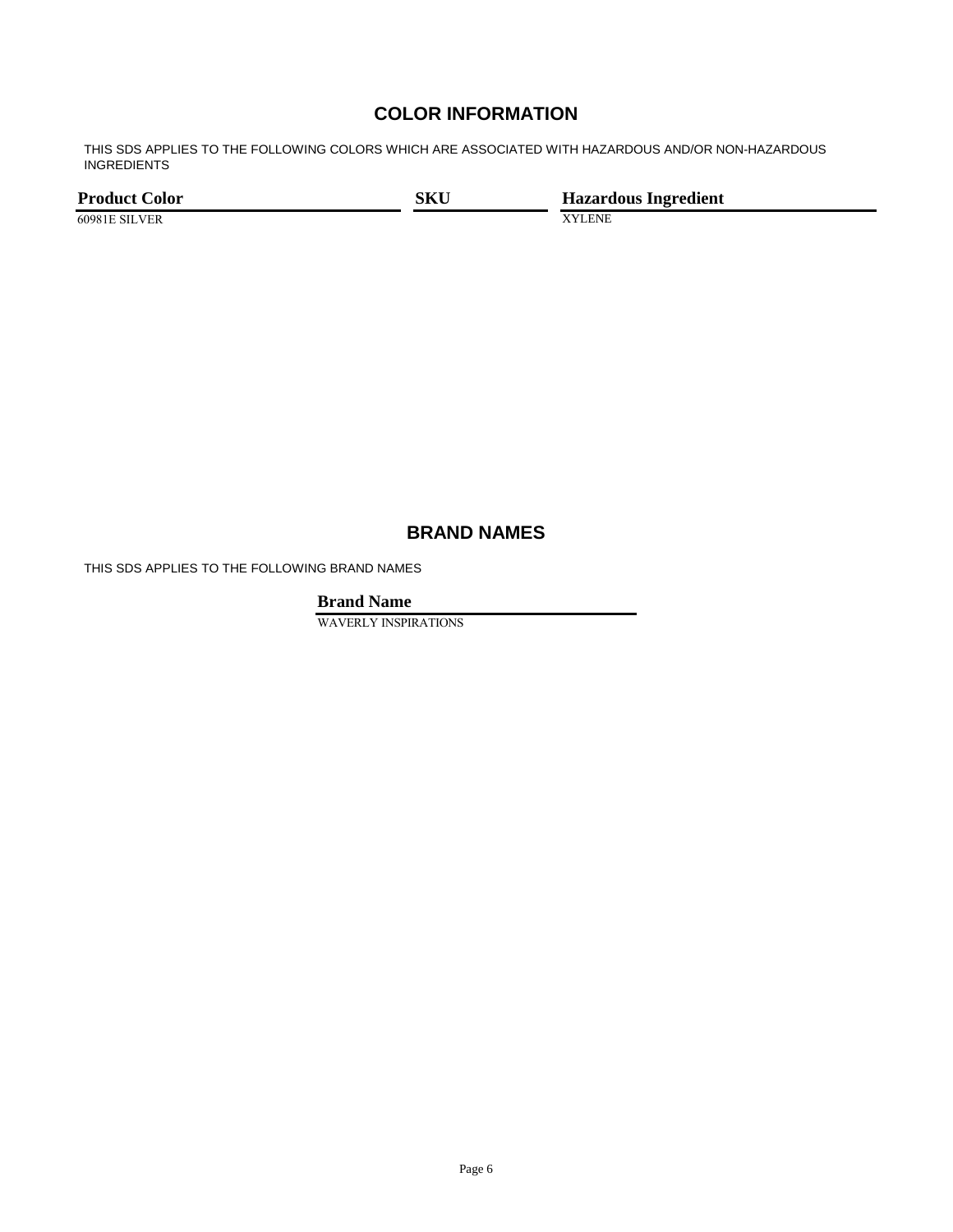## COLOR INFORMATION

THIS SDS APPLIES TO THE FOLLOWING COLORS WHICH ARE ASSOCIATED WITH HAZARDOUS AND/OR NON-HAZARDOUS INGREDIENTS

| Product Color | SKU | Hazardous Ingredient |
|---|---|---|
| 60981E SILVER | | XYLENE |

## BRAND NAMES

THIS SDS APPLIES TO THE FOLLOWING BRAND NAMES

| Brand Name |
|---|
| WAVERLY INSPIRATIONS |